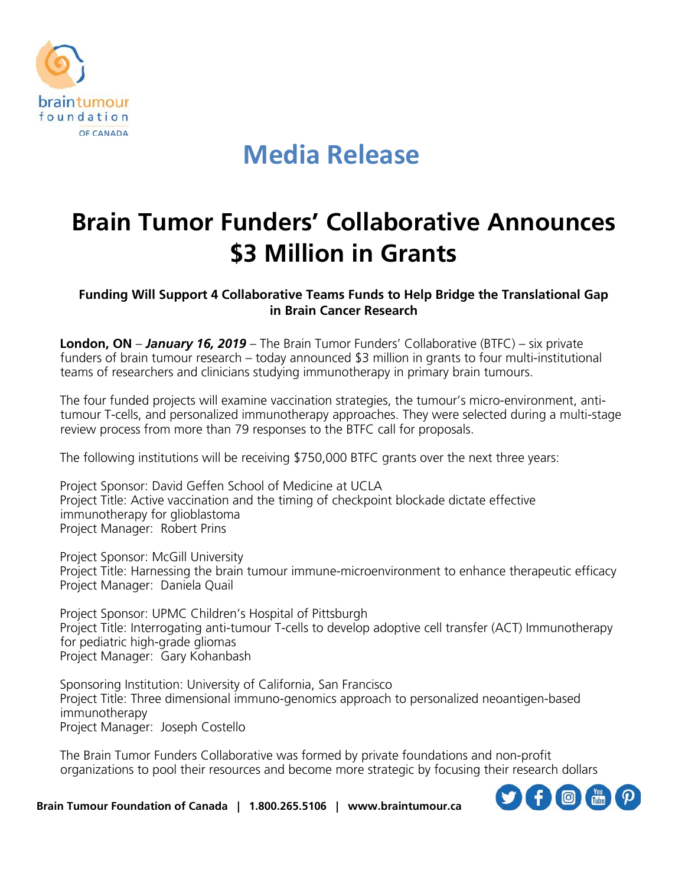# Media Release

## Brain Tumor Funders' Collaborative Announces $3 Million in Grants

**Funding Will Support 4 Collaborative Teams Funds to Help Bridge the Translational Gap in Brain Cancer Research**

**London, ON** – ***January 16, 2019*** – The Brain Tumor Funders' Collaborative (BTFC) – six private funders of brain tumour research – today announced $3 million in grants to four multi-institutional teams of researchers and clinicians studying immunotherapy in primary brain tumours.

The four funded projects will examine vaccination strategies, the tumour's micro-environment, anti-tumour T-cells, and personalized immunotherapy approaches. They were selected during a multi-stage review process from more than 79 responses to the BTFC call for proposals.

The following institutions will be receiving $750,000 BTFC grants over the next three years:

Project Sponsor: David Geffen School of Medicine at UCLA
Project Title: Active vaccination and the timing of checkpoint blockade dictate effective immunotherapy for glioblastoma
Project Manager: Robert Prins

Project Sponsor: McGill University
Project Title: Harnessing the brain tumour immune-microenvironment to enhance therapeutic efficacy
Project Manager: Daniela Quail

Project Sponsor: UPMC Children's Hospital of Pittsburgh
Project Title: Interrogating anti-tumour T-cells to develop adoptive cell transfer (ACT) Immunotherapy for pediatric high-grade gliomas
Project Manager: Gary Kohanbash

Sponsoring Institution: University of California, San Francisco
Project Title: Three dimensional immuno-genomics approach to personalized neoantigen-based immunotherapy
Project Manager: Joseph Costello

The Brain Tumor Funders Collaborative was formed by private foundations and non-profit organizations to pool their resources and become more strategic by focusing their research dollars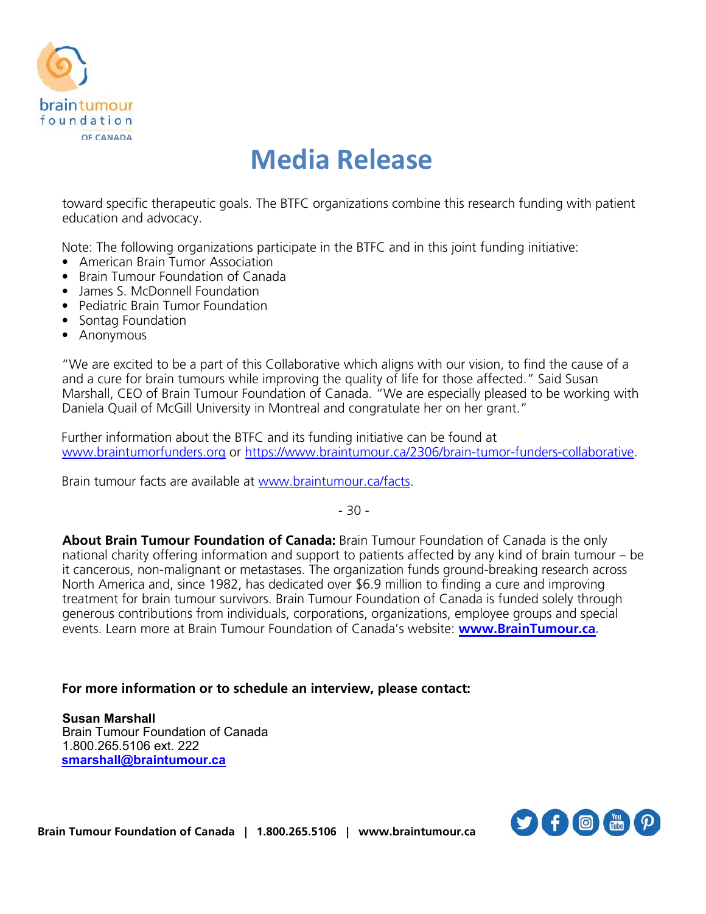# Media Release

toward specific therapeutic goals. The BTFC organizations combine this research funding with patient education and advocacy.

Note: The following organizations participate in the BTFC and in this joint funding initiative:

- American Brain Tumor Association
- Brain Tumour Foundation of Canada
- James S. McDonnell Foundation
- Pediatric Brain Tumor Foundation
- Sontag Foundation
- Anonymous

"We are excited to be a part of this Collaborative which aligns with our vision, to find the cause of a and a cure for brain tumours while improving the quality of life for those affected." Said Susan Marshall, CEO of Brain Tumour Foundation of Canada. "We are especially pleased to be working with Daniela Quail of McGill University in Montreal and congratulate her on her grant."

Further information about the BTFC and its funding initiative can be found at www.braintumorfunders.org or https://www.braintumour.ca/2306/brain-tumor-funders-collaborative.

Brain tumour facts are available at www.braintumour.ca/facts.

- 30 -

**About Brain Tumour Foundation of Canada:** Brain Tumour Foundation of Canada is the only national charity offering information and support to patients affected by any kind of brain tumour – be it cancerous, non-malignant or metastases. The organization funds ground-breaking research across North America and, since 1982, has dedicated over $6.9 million to finding a cure and improving treatment for brain tumour survivors. Brain Tumour Foundation of Canada is funded solely through generous contributions from individuals, corporations, organizations, employee groups and special events. Learn more at Brain Tumour Foundation of Canada's website: **www.BrainTumour.ca.**

**For more information or to schedule an interview, please contact:**

**Susan Marshall**
Brain Tumour Foundation of Canada
1.800.265.5106 ext. 222
**smarshall@braintumour.ca**